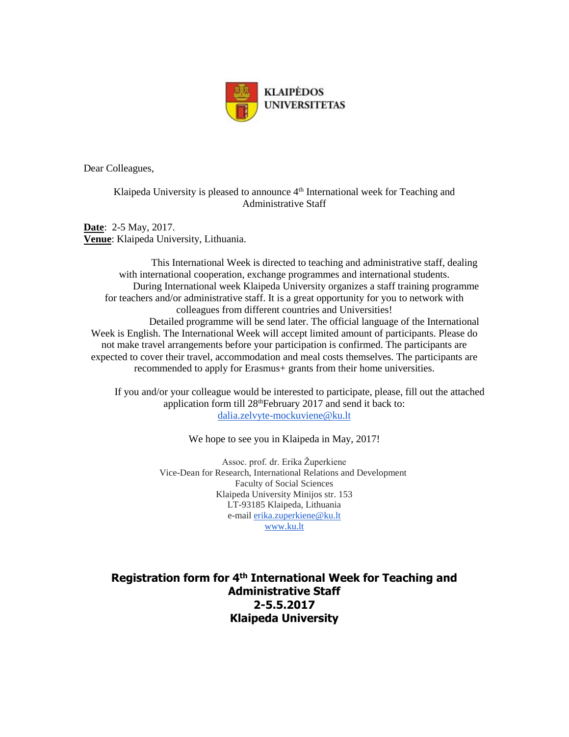KLAIPĖDOS UNIVERSITETAS

Dear Colleagues,

Klaipeda University is pleased to announce 4th International week for Teaching and Administrative Staff

**Date**: 2-5 May, 2017.
**Venue**: Klaipeda University, Lithuania.

This International Week is directed to teaching and administrative staff, dealing with international cooperation, exchange programmes and international students. During International week Klaipeda University organizes a staff training programme for teachers and/or administrative staff. It is a great opportunity for you to network with colleagues from different countries and Universities! Detailed programme will be send later. The official language of the International Week is English. The International Week will accept limited amount of participants. Please do not make travel arrangements before your participation is confirmed. The participants are expected to cover their travel, accommodation and meal costs themselves. The participants are recommended to apply for Erasmus+ grants from their home universities.

If you and/or your colleague would be interested to participate, please, fill out the attached application form till 28thFebruary 2017 and send it back to: dalia.zelvyte-mockuviene@ku.lt

We hope to see you in Klaipeda in May, 2017!

Assoc. prof. dr. Erika Župerkiene
Vice-Dean for Research, International Relations and Development
Faculty of Social Sciences
Klaipeda University Minijos str. 153
LT-93185 Klaipeda, Lithuania
e-mail erika.zuperkiene@ku.lt
www.ku.lt

## Registration form for 4th International Week for Teaching and Administrative Staff 2-5.5.2017 Klaipeda University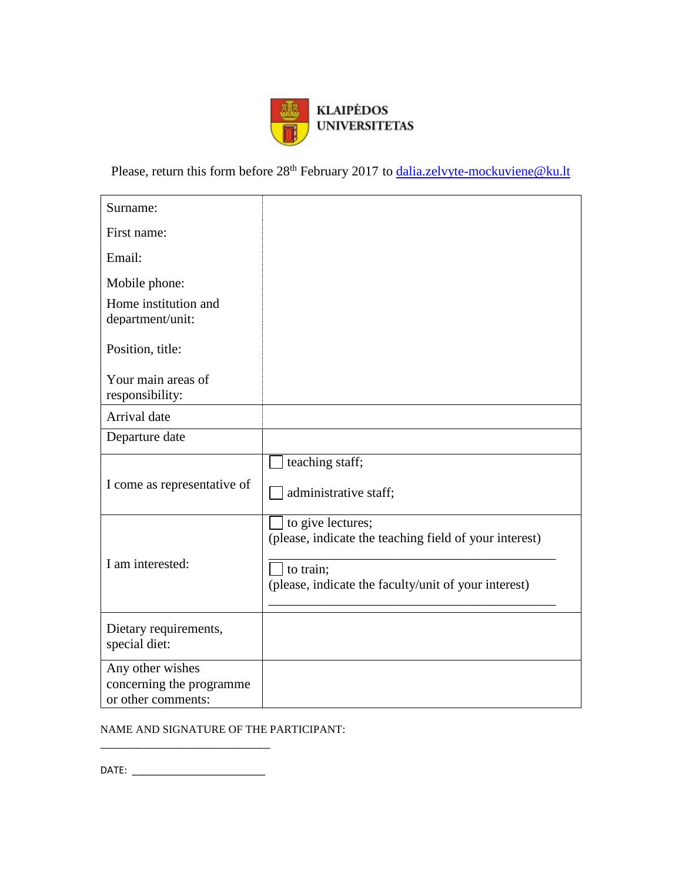**KLAIPĖDOS UNIVERSITETAS**

Please, return this form before 28th February 2017 to dalia.zelvyte-mockuviene@ku.lt

| | |
|---|---|
| Surname:<br>First name:<br>Email:<br>Mobile phone:<br>Home institution and department/unit:<br>Position, title:<br>Your main areas of responsibility: | |
| Arrival date | |
| Departure date | |
| I come as representative of | ☐ teaching staff;<br>☐ administrative staff; |
| I am interested: | ☐ to give lectures;<br>(please, indicate the teaching field of your interest)<br>\_\_\_\_\_\_\_\_\_\_\_\_\_\_\_\_\_\_\_\_\_\_\_\_\_\_\_\_\_\_\_\_\_\_\_\_\_\_\_\_<br>☐ to train;<br>(please, indicate the faculty/unit of your interest)<br>\_\_\_\_\_\_\_\_\_\_\_\_\_\_\_\_\_\_\_\_\_\_\_\_\_\_\_\_\_\_\_\_\_\_\_\_\_\_\_\_ |
| Dietary requirements, special diet: | |
| Any other wishes concerning the programme or other comments: | |

NAME AND SIGNATURE OF THE PARTICIPANT:

______________________________

DATE: _________________________